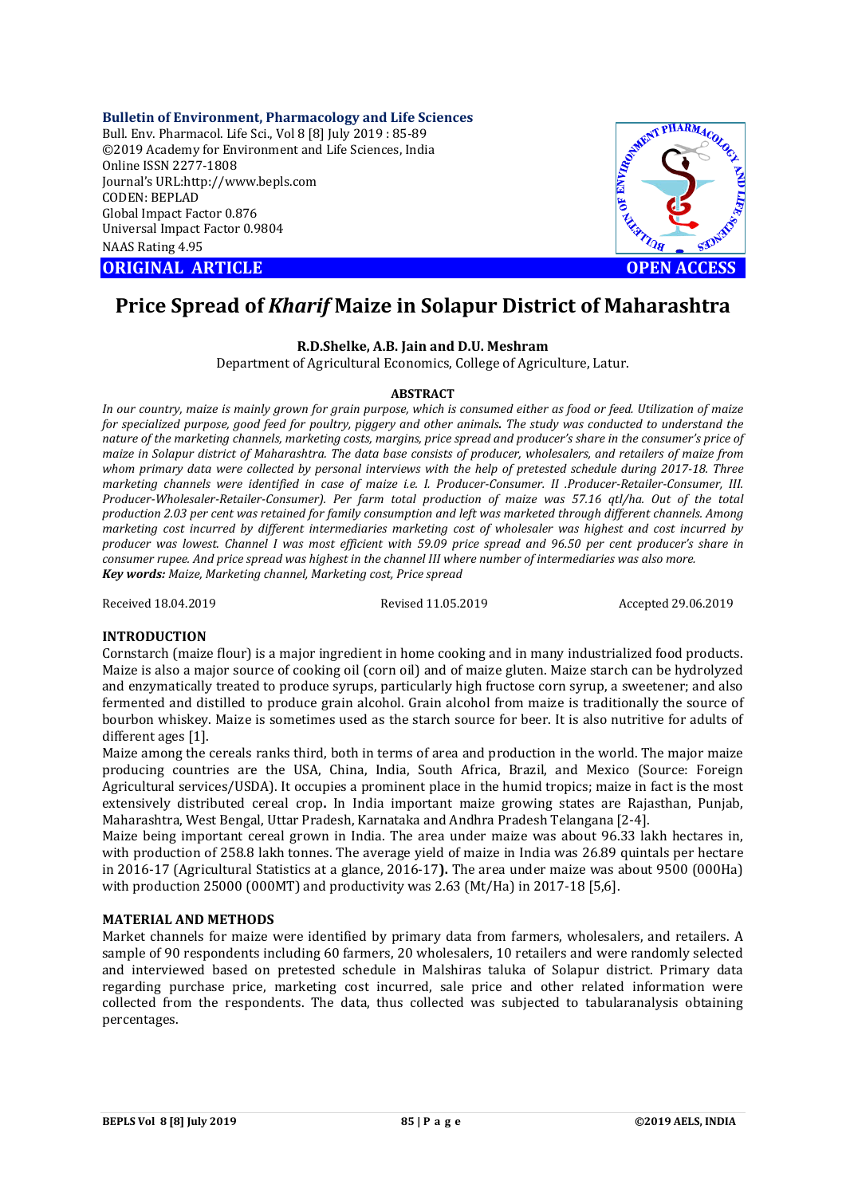**Bulletin of Environment, Pharmacology and Life Sciences**
Bull. Env. Pharmacol. Life Sci., Vol 8 [8] July 2019 : 85-89
©2019 Academy for Environment and Life Sciences, India
Online ISSN 2277-1808
Journal's URL:http://www.bepls.com
CODEN: BEPLAD
Global Impact Factor 0.876
Universal Impact Factor 0.9804
NAAS Rating 4.95

**ORIGINAL ARTICLE** **OPEN ACCESS**

# Price Spread of *Kharif* Maize in Solapur District of Maharashtra

**R.D.Shelke, A.B. Jain and D.U. Meshram**

Department of Agricultural Economics, College of Agriculture, Latur.

## ABSTRACT

*In our country, maize is mainly grown for grain purpose, which is consumed either as food or feed. Utilization of maize for specialized purpose, good feed for poultry, piggery and other animals. The study was conducted to understand the nature of the marketing channels, marketing costs, margins, price spread and producer's share in the consumer's price of maize in Solapur district of Maharashtra. The data base consists of producer, wholesalers, and retailers of maize from whom primary data were collected by personal interviews with the help of pretested schedule during 2017-18. Three marketing channels were identified in case of maize i.e. I. Producer-Consumer. II .Producer-Retailer-Consumer, III. Producer-Wholesaler-Retailer-Consumer). Per farm total production of maize was 57.16 qtl/ha. Out of the total production 2.03 per cent was retained for family consumption and left was marketed through different channels. Among marketing cost incurred by different intermediaries marketing cost of wholesaler was highest and cost incurred by producer was lowest. Channel I was most efficient with 59.09 price spread and 96.50 per cent producer's share in consumer rupee. And price spread was highest in the channel III where number of intermediaries was also more.*

***Key words:*** *Maize, Marketing channel, Marketing cost, Price spread*

Received 18.04.2019 Revised 11.05.2019 Accepted 29.06.2019

## INTRODUCTION

Cornstarch (maize flour) is a major ingredient in home cooking and in many industrialized food products. Maize is also a major source of cooking oil (corn oil) and of maize gluten. Maize starch can be hydrolyzed and enzymatically treated to produce syrups, particularly high fructose corn syrup, a sweetener; and also fermented and distilled to produce grain alcohol. Grain alcohol from maize is traditionally the source of bourbon whiskey. Maize is sometimes used as the starch source for beer. It is also nutritive for adults of different ages [1].

Maize among the cereals ranks third, both in terms of area and production in the world. The major maize producing countries are the USA, China, India, South Africa, Brazil, and Mexico (Source: Foreign Agricultural services/USDA). It occupies a prominent place in the humid tropics; maize in fact is the most extensively distributed cereal crop**.** In India important maize growing states are Rajasthan, Punjab, Maharashtra, West Bengal, Uttar Pradesh, Karnataka and Andhra Pradesh Telangana [2-4].

Maize being important cereal grown in India. The area under maize was about 96.33 lakh hectares in, with production of 258.8 lakh tonnes. The average yield of maize in India was 26.89 quintals per hectare in 2016-17 (Agricultural Statistics at a glance, 2016-17**).** The area under maize was about 9500 (000Ha) with production 25000 (000MT) and productivity was 2.63 (Mt/Ha) in 2017-18 [5,6].

## MATERIAL AND METHODS

Market channels for maize were identified by primary data from farmers, wholesalers, and retailers. A sample of 90 respondents including 60 farmers, 20 wholesalers, 10 retailers and were randomly selected and interviewed based on pretested schedule in Malshiras taluka of Solapur district. Primary data regarding purchase price, marketing cost incurred, sale price and other related information were collected from the respondents. The data, thus collected was subjected to tabularanalysis obtaining percentages.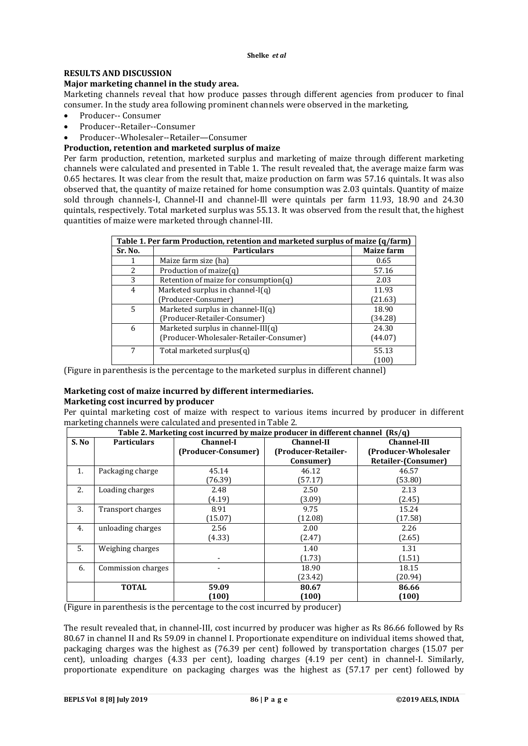## RESULTS AND DISCUSSION

### Major marketing channel in the study area.

Marketing channels reveal that how produce passes through different agencies from producer to final consumer. In the study area following prominent channels were observed in the marketing,

- Producer-- Consumer
- Producer--Retailer--Consumer
- Producer--Wholesaler--Retailer—Consumer

### Production, retention and marketed surplus of maize

Per farm production, retention, marketed surplus and marketing of maize through different marketing channels were calculated and presented in Table 1. The result revealed that, the average maize farm was 0.65 hectares. It was clear from the result that, maize production on farm was 57.16 quintals. It was also observed that, the quantity of maize retained for home consumption was 2.03 quintals. Quantity of maize sold through channels-I, Channel-II and channel-Ill were quintals per farm 11.93, 18.90 and 24.30 quintals, respectively. Total marketed surplus was 55.13. It was observed from the result that, the highest quantities of maize were marketed through channel-III.

**Table 1. Per farm Production, retention and marketed surplus of maize (q/farm)**

| Sr. No. | Particulars | Maize farm |
|---|---|---|
| 1 | Maize farm size (ha) | 0.65 |
| 2 | Production of maize(q) | 57.16 |
| 3 | Retention of maize for consumption(q) | 2.03 |
| 4 | Marketed surplus in channel-I(q) (Producer-Consumer) | 11.93 (21.63) |
| 5 | Marketed surplus in channel-II(q) (Producer-Retailer-Consumer) | 18.90 (34.28) |
| 6 | Marketed surplus in channel-III(q) (Producer-Wholesaler-Retailer-Consumer) | 24.30 (44.07) |
| 7 | Total marketed surplus(q) | 55.13 (100) |

(Figure in parenthesis is the percentage to the marketed surplus in different channel)

### Marketing cost of maize incurred by different intermediaries.

### Marketing cost incurred by producer

Per quintal marketing cost of maize with respect to various items incurred by producer in different marketing channels were calculated and presented in Table 2.

**Table 2. Marketing cost incurred by maize producer in different channel (Rs/q)**

| S. No | Particulars | Channel-I (Producer-Consumer) | Channel-II (Producer-Retailer-Consumer) | Channel-III (Producer-Wholesaler Retailer-(Consumer) |
|---|---|---|---|---|
| 1. | Packaging charge | 45.14 (76.39) | 46.12 (57.17) | 46.57 (53.80) |
| 2. | Loading charges | 2.48 (4.19) | 2.50 (3.09) | 2.13 (2.45) |
| 3. | Transport charges | 8.91 (15.07) | 9.75 (12.08) | 15.24 (17.58) |
| 4. | unloading charges | 2.56 (4.33) | 2.00 (2.47) | 2.26 (2.65) |
| 5. | Weighing charges | - | 1.40 (1.73) | 1.31 (1.51) |
| 6. | Commission charges | - | 18.90 (23.42) | 18.15 (20.94) |
| | **TOTAL** | **59.09 (100)** | **80.67 (100)** | **86.66 (100)** |

(Figure in parenthesis is the percentage to the cost incurred by producer)

The result revealed that, in channel-III, cost incurred by producer was higher as Rs 86.66 followed by Rs 80.67 in channel II and Rs 59.09 in channel I. Proportionate expenditure on individual items showed that, packaging charges was the highest as (76.39 per cent) followed by transportation charges (15.07 per cent), unloading charges (4.33 per cent), loading charges (4.19 per cent) in channel-I. Similarly, proportionate expenditure on packaging charges was the highest as (57.17 per cent) followed by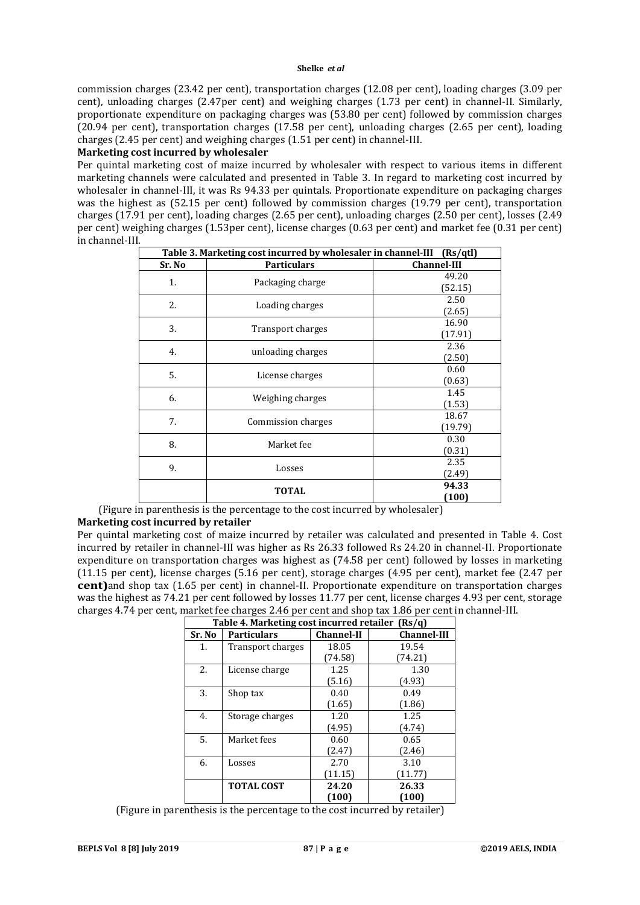commission charges (23.42 per cent), transportation charges (12.08 per cent), loading charges (3.09 per cent), unloading charges (2.47per cent) and weighing charges (1.73 per cent) in channel-II. Similarly, proportionate expenditure on packaging charges was (53.80 per cent) followed by commission charges (20.94 per cent), transportation charges (17.58 per cent), unloading charges (2.65 per cent), loading charges (2.45 per cent) and weighing charges (1.51 per cent) in channel-III.

**Marketing cost incurred by wholesaler**

Per quintal marketing cost of maize incurred by wholesaler with respect to various items in different marketing channels were calculated and presented in Table 3. In regard to marketing cost incurred by wholesaler in channel-III, it was Rs 94.33 per quintals. Proportionate expenditure on packaging charges was the highest as (52.15 per cent) followed by commission charges (19.79 per cent), transportation charges (17.91 per cent), loading charges (2.65 per cent), unloading charges (2.50 per cent), losses (2.49 per cent) weighing charges (1.53per cent), license charges (0.63 per cent) and market fee (0.31 per cent) in channel-III.

**Table 3. Marketing cost incurred by wholesaler in channel-III (Rs/qtl)**

| Sr. No | Particulars | Channel-III |
|---|---|---|
| 1. | Packaging charge | 49.20 (52.15) |
| 2. | Loading charges | 2.50 (2.65) |
| 3. | Transport charges | 16.90 (17.91) |
| 4. | unloading charges | 2.36 (2.50) |
| 5. | License charges | 0.60 (0.63) |
| 6. | Weighing charges | 1.45 (1.53) |
| 7. | Commission charges | 18.67 (19.79) |
| 8. | Market fee | 0.30 (0.31) |
| 9. | Losses | 2.35 (2.49) |
| | **TOTAL** | **94.33 (100)** |

(Figure in parenthesis is the percentage to the cost incurred by wholesaler)

**Marketing cost incurred by retailer**

Per quintal marketing cost of maize incurred by retailer was calculated and presented in Table 4. Cost incurred by retailer in channel-III was higher as Rs 26.33 followed Rs 24.20 in channel-II. Proportionate expenditure on transportation charges was highest as (74.58 per cent) followed by losses in marketing (11.15 per cent), license charges (5.16 per cent), storage charges (4.95 per cent), market fee (2.47 per **cent)**and shop tax (1.65 per cent) in channel-II. Proportionate expenditure on transportation charges was the highest as 74.21 per cent followed by losses 11.77 per cent, license charges 4.93 per cent, storage charges 4.74 per cent, market fee charges 2.46 per cent and shop tax 1.86 per cent in channel-III.

**Table 4. Marketing cost incurred retailer (Rs/q)**

| Sr. No | Particulars | Channel-II | Channel-III |
|---|---|---|---|
| 1. | Transport charges | 18.05 (74.58) | 19.54 (74.21) |
| 2. | License charge | 1.25 (5.16) | 1.30 (4.93) |
| 3. | Shop tax | 0.40 (1.65) | 0.49 (1.86) |
| 4. | Storage charges | 1.20 (4.95) | 1.25 (4.74) |
| 5. | Market fees | 0.60 (2.47) | 0.65 (2.46) |
| 6. | Losses | 2.70 (11.15) | 3.10 (11.77) |
| | **TOTAL COST** | **24.20 (100)** | **26.33 (100)** |

(Figure in parenthesis is the percentage to the cost incurred by retailer)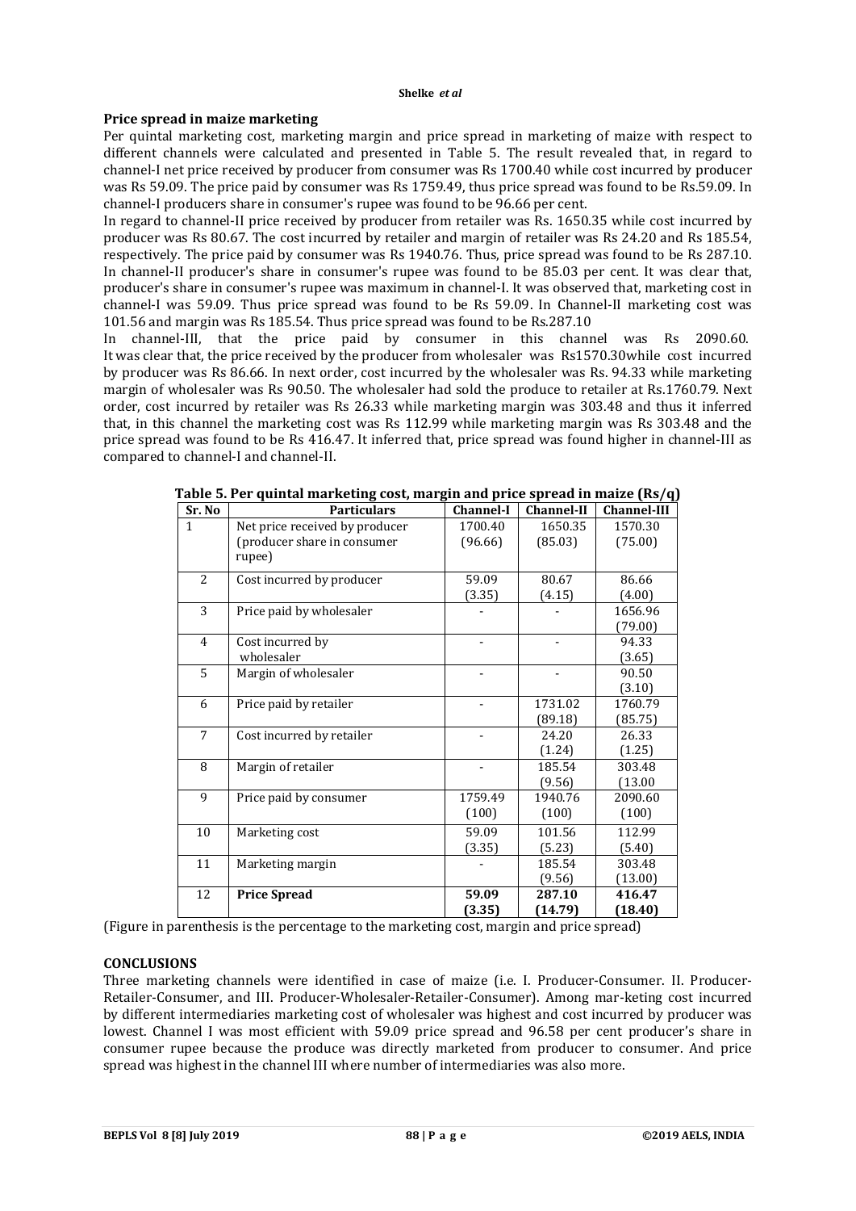## Price spread in maize marketing

Per quintal marketing cost, marketing margin and price spread in marketing of maize with respect to different channels were calculated and presented in Table 5. The result revealed that, in regard to channel-I net price received by producer from consumer was Rs 1700.40 while cost incurred by producer was Rs 59.09. The price paid by consumer was Rs 1759.49, thus price spread was found to be Rs.59.09. In channel-I producers share in consumer's rupee was found to be 96.66 per cent.

In regard to channel-II price received by producer from retailer was Rs. 1650.35 while cost incurred by producer was Rs 80.67. The cost incurred by retailer and margin of retailer was Rs 24.20 and Rs 185.54, respectively. The price paid by consumer was Rs 1940.76. Thus, price spread was found to be Rs 287.10. In channel-II producer's share in consumer's rupee was found to be 85.03 per cent. It was clear that, producer's share in consumer's rupee was maximum in channel-I. It was observed that, marketing cost in channel-I was 59.09. Thus price spread was found to be Rs 59.09. In Channel-II marketing cost was 101.56 and margin was Rs 185.54. Thus price spread was found to be Rs.287.10

In channel-III, that the price paid by consumer in this channel was Rs 2090.60. It was clear that, the price received by the producer from wholesaler was Rs1570.30while cost incurred by producer was Rs 86.66. In next order, cost incurred by the wholesaler was Rs. 94.33 while marketing margin of wholesaler was Rs 90.50. The wholesaler had sold the produce to retailer at Rs.1760.79. Next order, cost incurred by retailer was Rs 26.33 while marketing margin was 303.48 and thus it inferred that, in this channel the marketing cost was Rs 112.99 while marketing margin was Rs 303.48 and the price spread was found to be Rs 416.47. It inferred that, price spread was found higher in channel-III as compared to channel-I and channel-II.

**Table 5. Per quintal marketing cost, margin and price spread in maize (Rs/q)**

| Sr. No | Particulars | Channel-I | Channel-II | Channel-III |
|---|---|---|---|---|
| 1 | Net price received by producer (producer share in consumer rupee) | 1700.40 (96.66) | 1650.35 (85.03) | 1570.30 (75.00) |
| 2 | Cost incurred by producer | 59.09 (3.35) | 80.67 (4.15) | 86.66 (4.00) |
| 3 | Price paid by wholesaler | - | - | 1656.96 (79.00) |
| 4 | Cost incurred by wholesaler | - | - | 94.33 (3.65) |
| 5 | Margin of wholesaler | - | - | 90.50 (3.10) |
| 6 | Price paid by retailer | - | 1731.02 (89.18) | 1760.79 (85.75) |
| 7 | Cost incurred by retailer | - | 24.20 (1.24) | 26.33 (1.25) |
| 8 | Margin of retailer | - | 185.54 (9.56) | 303.48 (13.00 |
| 9 | Price paid by consumer | 1759.49 (100) | 1940.76 (100) | 2090.60 (100) |
| 10 | Marketing cost | 59.09 (3.35) | 101.56 (5.23) | 112.99 (5.40) |
| 11 | Marketing margin | - | 185.54 (9.56) | 303.48 (13.00) |
| 12 | **Price Spread** | **59.09 (3.35)** | **287.10 (14.79)** | **416.47 (18.40)** |

(Figure in parenthesis is the percentage to the marketing cost, margin and price spread)

## CONCLUSIONS

Three marketing channels were identified in case of maize (i.e. I. Producer-Consumer. II. Producer-Retailer-Consumer, and III. Producer-Wholesaler-Retailer-Consumer). Among mar-keting cost incurred by different intermediaries marketing cost of wholesaler was highest and cost incurred by producer was lowest. Channel I was most efficient with 59.09 price spread and 96.58 per cent producer's share in consumer rupee because the produce was directly marketed from producer to consumer. And price spread was highest in the channel III where number of intermediaries was also more.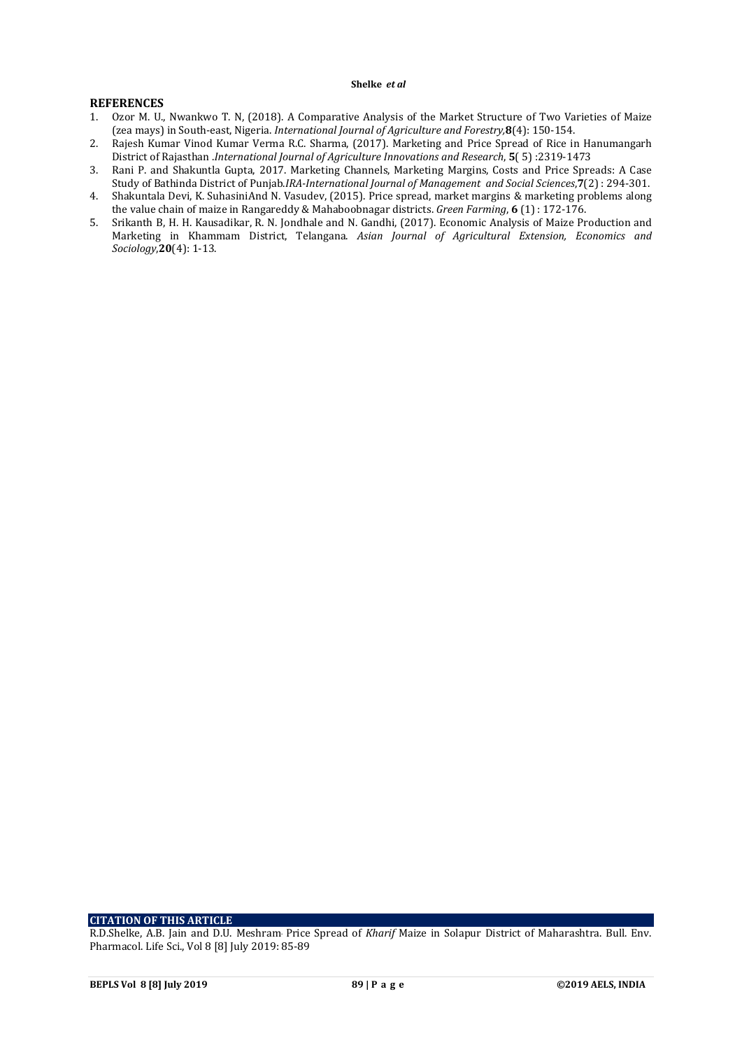## REFERENCES

1. Ozor M. U., Nwankwo T. N, (2018). A Comparative Analysis of the Market Structure of Two Varieties of Maize (zea mays) in South-east, Nigeria. *International Journal of Agriculture and Forestry*,**8**(4): 150-154.
2. Rajesh Kumar Vinod Kumar Verma R.C. Sharma, (2017). Marketing and Price Spread of Rice in Hanumangarh District of Rajasthan .*International Journal of Agriculture Innovations and Research*, **5**( 5) :2319-1473
3. Rani P. and Shakuntla Gupta, 2017. Marketing Channels, Marketing Margins, Costs and Price Spreads: A Case Study of Bathinda District of Punjab.*IRA-International Journal of Management and Social Sciences*,**7**(2) : 294-301.
4. Shakuntala Devi, K. SuhasiniAnd N. Vasudev, (2015). Price spread, market margins & marketing problems along the value chain of maize in Rangareddy & Mahaboobnagar districts. *Green Farming*, **6** (1) : 172-176.
5. Srikanth B, H. H. Kausadikar, R. N. Jondhale and N. Gandhi, (2017). Economic Analysis of Maize Production and Marketing in Khammam District, Telangana. *Asian Journal of Agricultural Extension, Economics and Sociology*,**20**(4): 1-13.

**CITATION OF THIS ARTICLE**

R.D.Shelke, A.B. Jain and D.U. Meshram. Price Spread of *Kharif* Maize in Solapur District of Maharashtra. Bull. Env. Pharmacol. Life Sci., Vol 8 [8] July 2019: 85-89